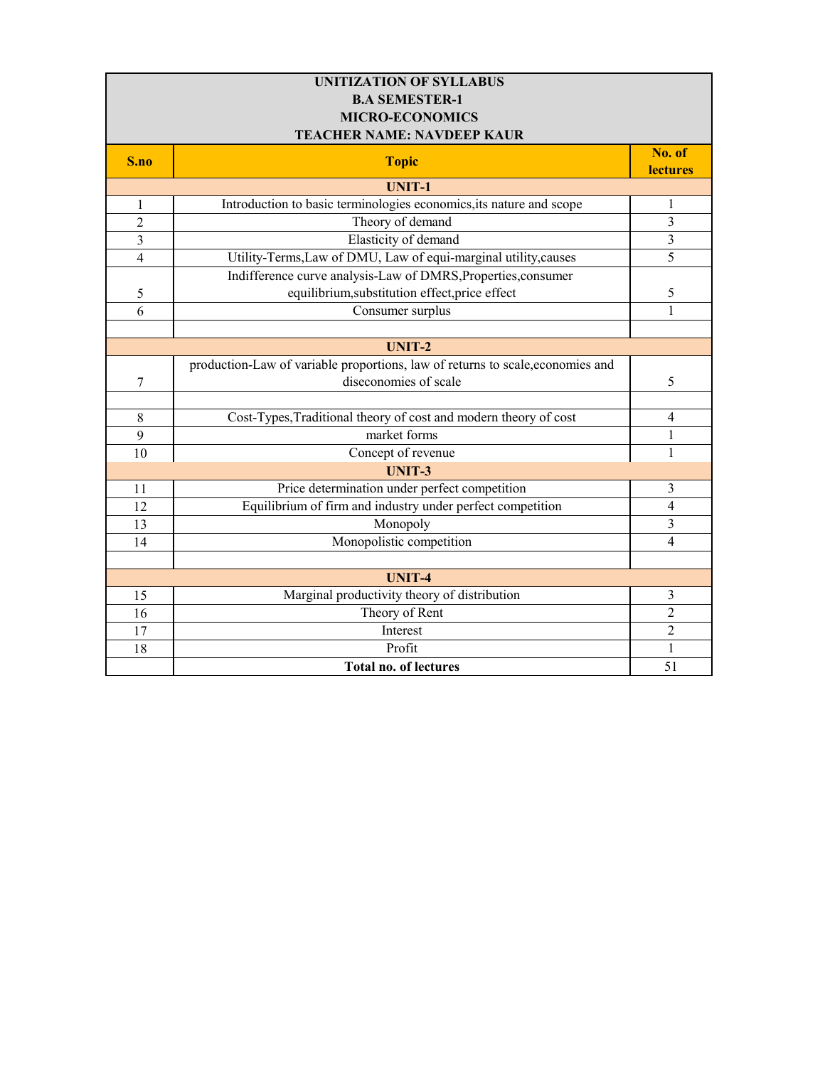| UNITIZATION OF SYLLABUS<br>B.A SEMESTER-1<br>MICRO-ECONOMICS<br>TEACHER NAME: NAVDEEP KAUR | | |
|---|---|---|
| **S.no** | **Topic** | **No. of lectures** |
| | **UNIT-1** | |
| 1 | Introduction to basic terminologies economics,its nature and scope | 1 |
| 2 | Theory of demand | 3 |
| 3 | Elasticity of demand | 3 |
| 4 | Utility-Terms,Law of DMU, Law of equi-marginal utility,causes | 5 |
| 5 | Indifference curve analysis-Law of DMRS,Properties,consumer equilibrium,substitution effect,price effect | 5 |
| 6 | Consumer surplus | 1 |
| | | |
| | **UNIT-2** | |
| 7 | production-Law of variable proportions, law of returns to scale,economies and diseconomies of scale | 5 |
| | | |
| 8 | Cost-Types,Traditional theory of cost and modern theory of cost | 4 |
| 9 | market forms | 1 |
| 10 | Concept of revenue | 1 |
| | **UNIT-3** | |
| 11 | Price determination under perfect competition | 3 |
| 12 | Equilibrium of firm and industry under perfect competition | 4 |
| 13 | Monopoly | 3 |
| 14 | Monopolistic competition | 4 |
| | | |
| | **UNIT-4** | |
| 15 | Marginal productivity theory of distribution | 3 |
| 16 | Theory of Rent | 2 |
| 17 | Interest | 2 |
| 18 | Profit | 1 |
| | **Total no. of lectures** | 51 |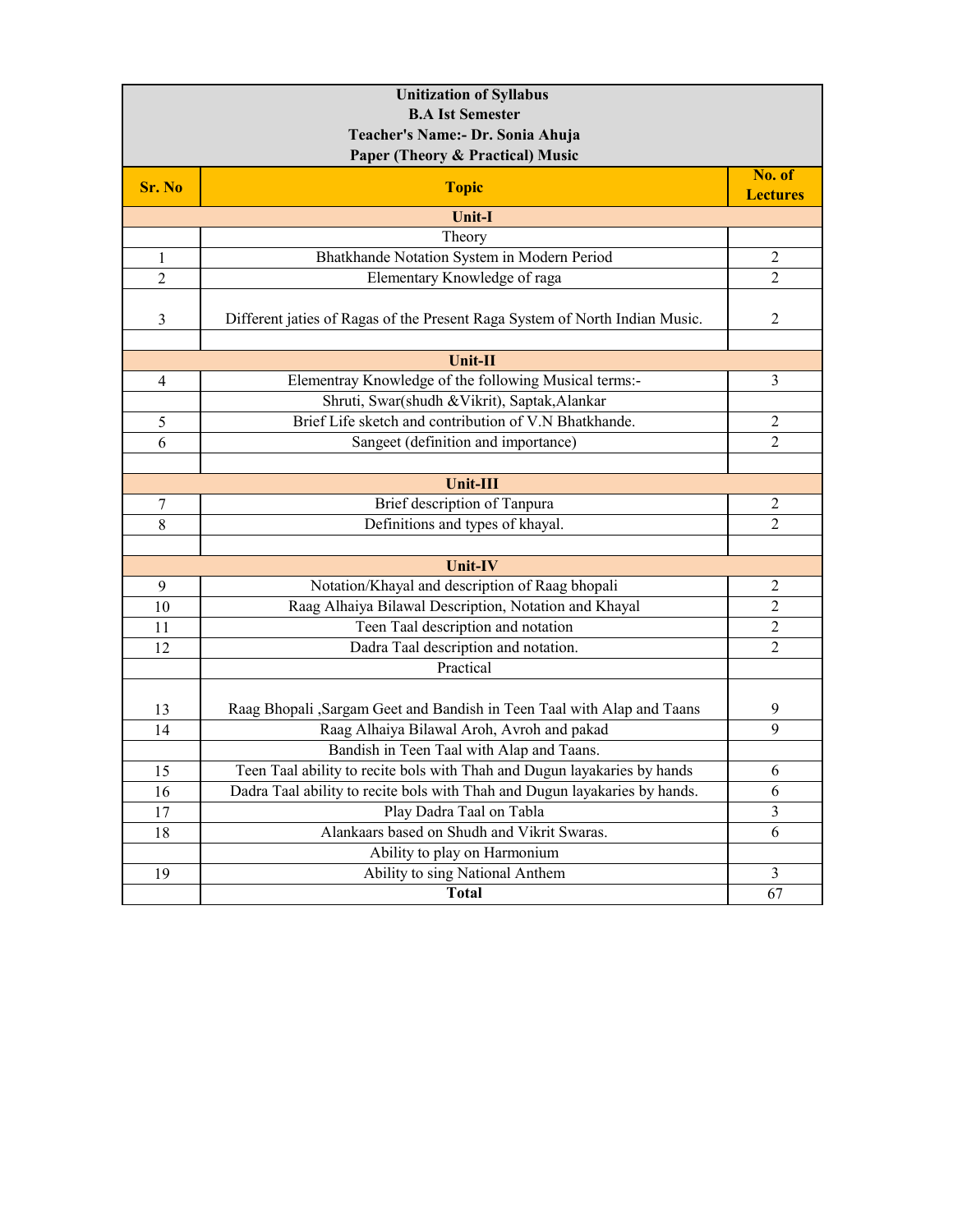| Unitization of Syllabus<br>B.A Ist Semester<br>Teacher's Name:- Dr. Sonia Ahuja<br>Paper (Theory & Practical) Music | | |
|---|---|---|
| **Sr. No** | **Topic** | **No. of Lectures** |
| | **Unit-I** | |
| | Theory | |
| 1 | Bhatkhande Notation System in Modern Period | 2 |
| 2 | Elementary Knowledge of raga | 2 |
| 3 | Different jaties of Ragas of the Present Raga System of North Indian Music. | 2 |
| | | |
| | **Unit-II** | |
| 4 | Elementray Knowledge of the following Musical terms:- | 3 |
| | Shruti, Swar(shudh &Vikrit), Saptak,Alankar | |
| 5 | Brief Life sketch and contribution of V.N Bhatkhande. | 2 |
| 6 | Sangeet (definition and importance) | 2 |
| | | |
| | **Unit-III** | |
| 7 | Brief description of Tanpura | 2 |
| 8 | Definitions and types of khayal. | 2 |
| | | |
| | **Unit-IV** | |
| 9 | Notation/Khayal and description of Raag bhopali | 2 |
| 10 | Raag Alhaiya Bilawal Description, Notation and Khayal | 2 |
| 11 | Teen Taal description and notation | 2 |
| 12 | Dadra Taal description and notation. | 2 |
| | Practical | |
| 13 | Raag Bhopali ,Sargam Geet and Bandish in Teen Taal with Alap and Taans | 9 |
| 14 | Raag Alhaiya Bilawal Aroh, Avroh and pakad | 9 |
| | Bandish in Teen Taal with Alap and Taans. | |
| 15 | Teen Taal ability to recite bols with Thah and Dugun layakaries by hands | 6 |
| 16 | Dadra Taal ability to recite bols with Thah and Dugun layakaries by hands. | 6 |
| 17 | Play Dadra Taal on Tabla | 3 |
| 18 | Alankaars based on Shudh and Vikrit Swaras. | 6 |
| | Ability to play on Harmonium | |
| 19 | Ability to sing National Anthem | 3 |
| | **Total** | 67 |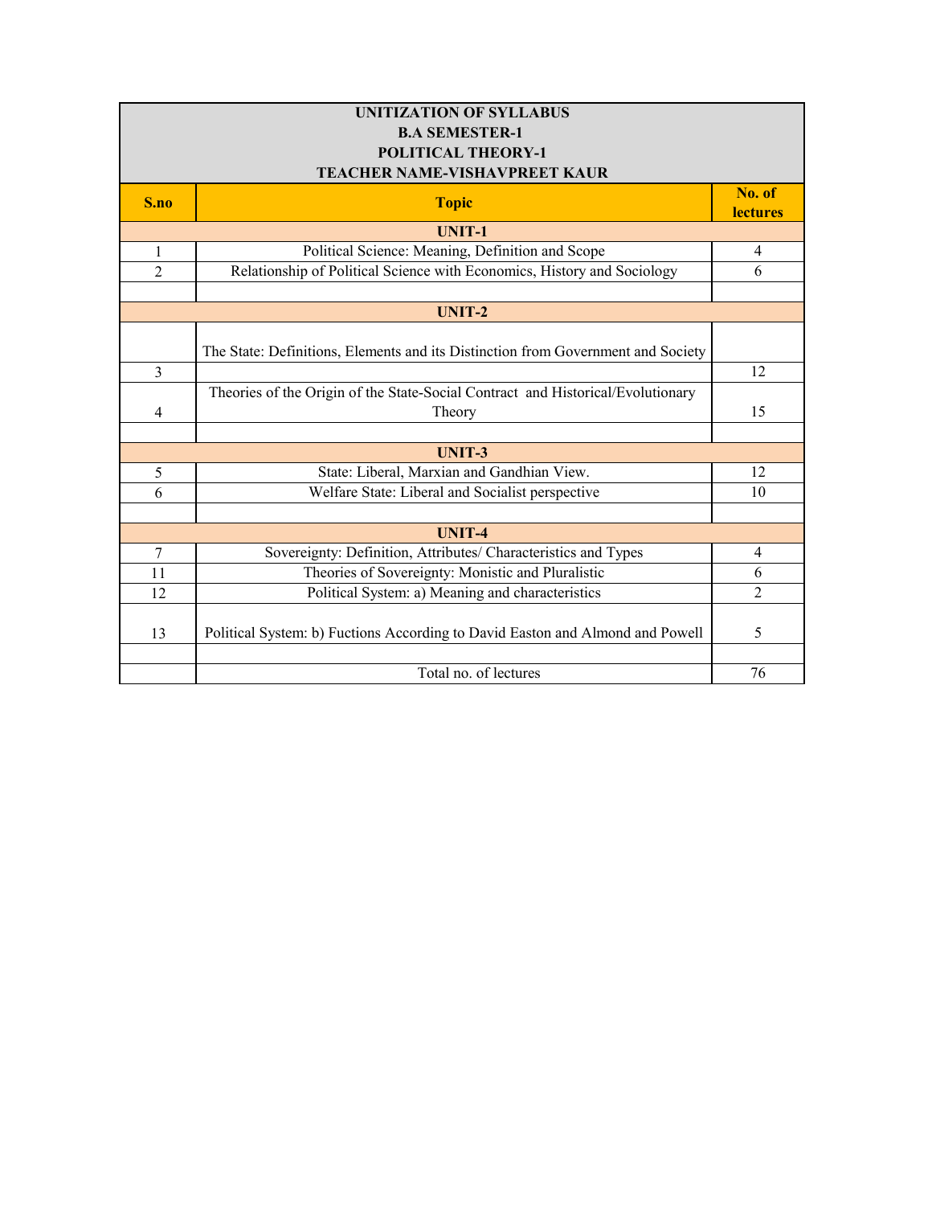| UNITIZATION OF SYLLABUS<br>B.A SEMESTER-1<br>POLITICAL THEORY-1<br>TEACHER NAME-VISHAVPREET KAUR | | |
|---|---|---|
| **S.no** | **Topic** | **No. of lectures** |
| | **UNIT-1** | |
| 1 | Political Science: Meaning, Definition and Scope | 4 |
| 2 | Relationship of Political Science with Economics, History and Sociology | 6 |
| | | |
| | **UNIT-2** | |
| | The State: Definitions, Elements and its Distinction from Government and Society | |
| 3 | | 12 |
| 4 | Theories of the Origin of the State-Social Contract and Historical/Evolutionary Theory | 15 |
| | | |
| | **UNIT-3** | |
| 5 | State: Liberal, Marxian and Gandhian View. | 12 |
| 6 | Welfare State: Liberal and Socialist perspective | 10 |
| | | |
| | **UNIT-4** | |
| 7 | Sovereignty: Definition, Attributes/ Characteristics and Types | 4 |
| 11 | Theories of Sovereignty: Monistic and Pluralistic | 6 |
| 12 | Political System: a) Meaning and characteristics | 2 |
| 13 | Political System: b) Fuctions According to David Easton and Almond and Powell | 5 |
| | | |
| | Total no. of lectures | 76 |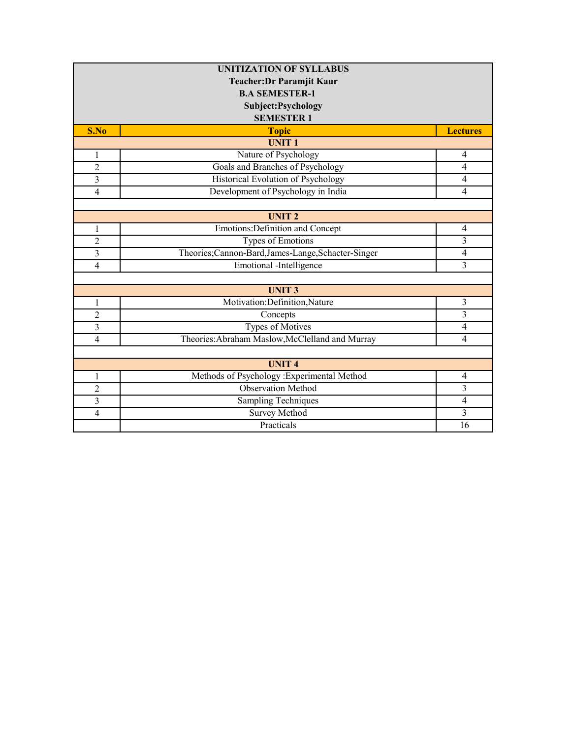| UNITIZATION OF SYLLABUS<br>Teacher:Dr Paramjit Kaur<br>B.A SEMESTER-1<br>Subject:Psychology<br>SEMESTER 1 | | |
|---|---|---|
| **S.No** | **Topic** | **Lectures** |
| | **UNIT 1** | |
| 1 | Nature of Psychology | 4 |
| 2 | Goals and Branches of Psychology | 4 |
| 3 | Historical Evolution of Psychology | 4 |
| 4 | Development of Psychology in India | 4 |
| | | |
| | **UNIT 2** | |
| 1 | Emotions:Definition and Concept | 4 |
| 2 | Types of Emotions | 3 |
| 3 | Theories;Cannon-Bard,James-Lange,Schacter-Singer | 4 |
| 4 | Emotional -Intelligence | 3 |
| | | |
| | **UNIT 3** | |
| 1 | Motivation:Definition,Nature | 3 |
| 2 | Concepts | 3 |
| 3 | Types of Motives | 4 |
| 4 | Theories:Abraham Maslow,McClelland and Murray | 4 |
| | | |
| | **UNIT 4** | |
| 1 | Methods of Psychology :Experimental Method | 4 |
| 2 | Observation Method | 3 |
| 3 | Sampling Techniques | 4 |
| 4 | Survey Method | 3 |
| | Practicals | 16 |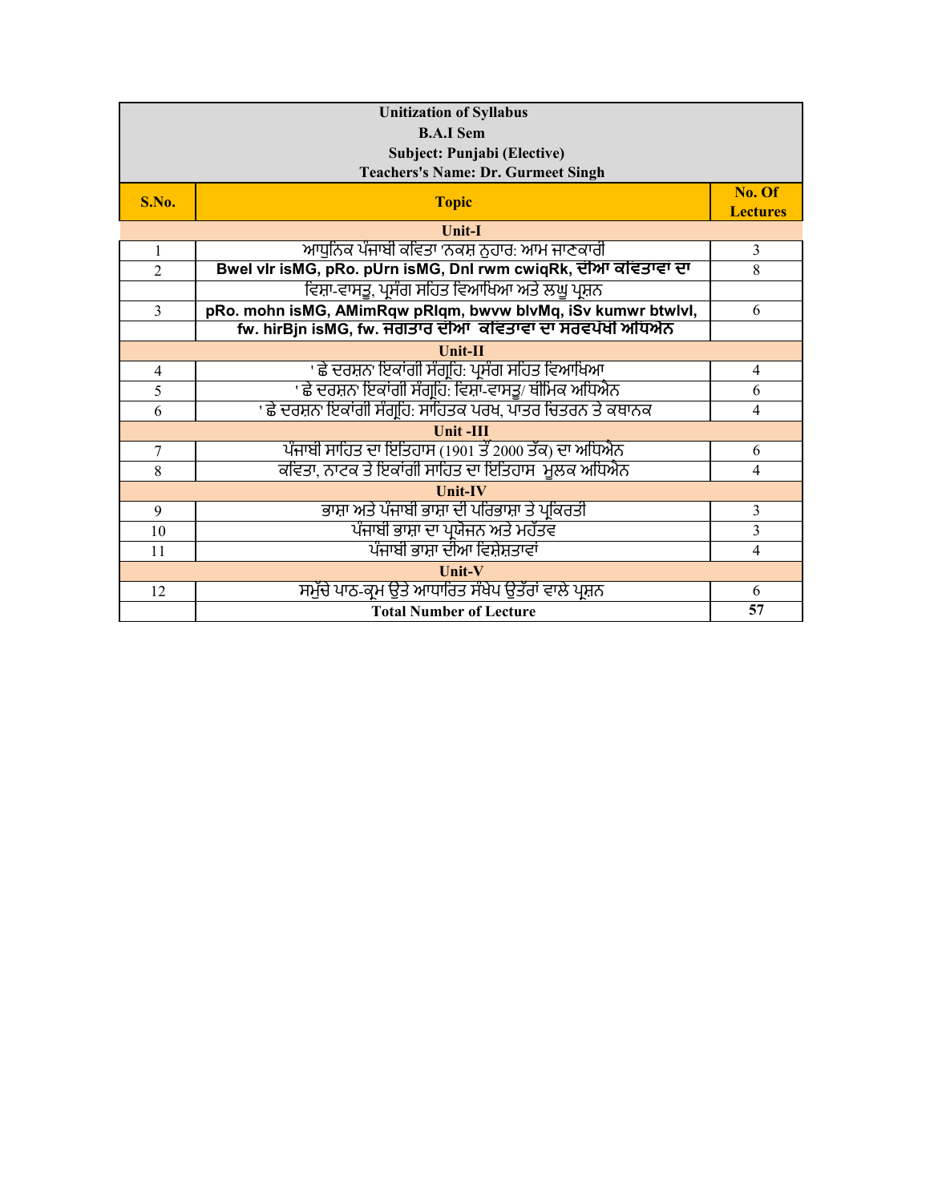| Unitization of Syllabus<br>B.A.I Sem<br>Subject: Punjabi (Elective)<br>Teachers's Name: Dr. Gurmeet Singh | | |
|---|---|---|
| **S.No.** | **Topic** | **No. Of Lectures** |
| **Unit-I** | | |
| 1 | ਆਧੁਨਿਕ ਪੰਜਾਬੀ ਕਵਿਤਾ 'ਨਕਸ਼ ਨੁਹਾਰ: ਆਮ ਜਾਣਕਾਰੀ | 3 |
| 2 | **Bwel vlr isMG, pRo. pUrn isMG, Dnl rwm cwiqRk, ਦੀਆ ਕਵਿਤਾਵਾ ਦਾ** | 8 |
| | ਵਿਸ਼ਾ-ਵਾਸਤੂ, ਪ੍ਰਸੰਗ ਸਹਿਤ ਵਿਆਖਿਆ ਅਤੇ ਲਘੂ ਪ੍ਰਸ਼ਨ | |
| 3 | **pRo. mohn isMG, AMimRqw pRIqm, bwvw blvMq, iSv kumwr btwlvl,** | 6 |
| | **fw. hirBjn isMG, fw. ਜਗਤਾਰ ਦੀਆ ਕਵਿਤਾਵਾ ਦਾ ਸਰਵਪੱਖੀ ਅਧਿਐਨ** | |
| **Unit-II** | | |
| 4 | ' ਛੇ ਦਰਸ਼ਨ' ਇਕਾਂਗੀ ਸੰਗ੍ਰਹਿ: ਪ੍ਰਸੰਗ ਸਹਿਤ ਵਿਆਖਿਆ | 4 |
| 5 | ' ਛੇ ਦਰਸ਼ਨ' ਇਕਾਂਗੀ ਸੰਗ੍ਰਹਿ: ਵਿਸ਼ਾ-ਵਾਸਤੂ/ ਥੀਮਿਕ ਅਧਿਐਨ | 6 |
| 6 | ' ਛੇ ਦਰਸ਼ਨ' ਇਕਾਂਗੀ ਸੰਗ੍ਰਹਿ: ਸਾਹਿਤਕ ਪਰਖ, ਪਾਤਰ ਚਿਤਰਨ ਤੇ ਕਥਾਨਕ | 4 |
| **Unit -III** | | |
| 7 | ਪੰਜਾਬੀ ਸਾਹਿਤ ਦਾ ਇਤਿਹਾਸ (1901 ਤੋਂ 2000 ਤੱਕ) ਦਾ ਅਧਿਐਨ | 6 |
| 8 | ਕਵਿਤਾ, ਨਾਟਕ ਤੇ ਇਕਾਂਗੀ ਸਾਹਿਤ ਦਾ ਇਤਿਹਾਸ ਮੂਲਕ ਅਧਿਐਨ | 4 |
| **Unit-IV** | | |
| 9 | ਭਾਸ਼ਾ ਅਤੇ ਪੰਜਾਬੀ ਭਾਸ਼ਾ ਦੀ ਪਰਿਭਾਸ਼ਾ ਤੇ ਪ੍ਰਕਿਰਤੀ | 3 |
| 10 | ਪੰਜਾਬੀ ਭਾਸ਼ਾ ਦਾ ਪ੍ਰਯੋਜਨ ਅਤੇ ਮਹੱਤਵ | 3 |
| 11 | ਪੰਜਾਬੀ ਭਾਸ਼ਾ ਦੀਆ ਵਿਸ਼ੇਸ਼ਤਾਵਾਂ | 4 |
| **Unit-V** | | |
| 12 | ਸਮੁੱਚੇ ਪਾਠ-ਕ੍ਰਮ ਉਤੇ ਆਧਾਰਿਤ ਸੰਖੇਪ ਉਤੱਰਾਂ ਵਾਲੇ ਪ੍ਰਸ਼ਨ | 6 |
| | **Total Number of Lecture** | **57** |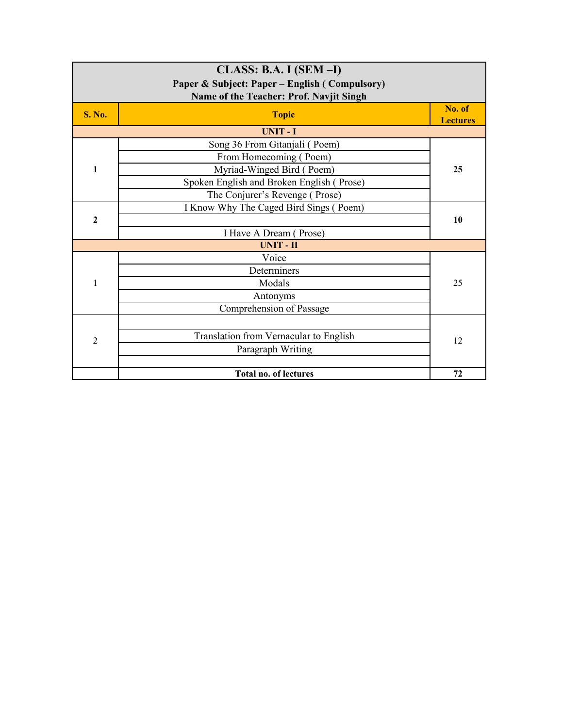# CLASS: B.A. I (SEM –I)

**Paper & Subject: Paper – English ( Compulsory)**

**Name of the Teacher: Prof. Navjit Singh**

| S. No. | Topic | No. of Lectures |
|---|---|---|
| | **UNIT - I** | |
| **1** | Song 36 From Gitanjali ( Poem) | **25** |
| | From Homecoming ( Poem) | |
| | Myriad-Winged Bird ( Poem) | |
| | Spoken English and Broken English ( Prose) | |
| | The Conjurer's Revenge ( Prose) | |
| **2** | I Know Why The Caged Bird Sings ( Poem) | **10** |
| | | |
| | I Have A Dream ( Prose) | |
| | **UNIT - II** | |
| 1 | Voice | 25 |
| | Determiners | |
| | Modals | |
| | Antonyms | |
| | Comprehension of Passage | |
| 2 | | 12 |
| | Translation from Vernacular to English | |
| | Paragraph Writing | |
| | | |
| | **Total no. of lectures** | **72** |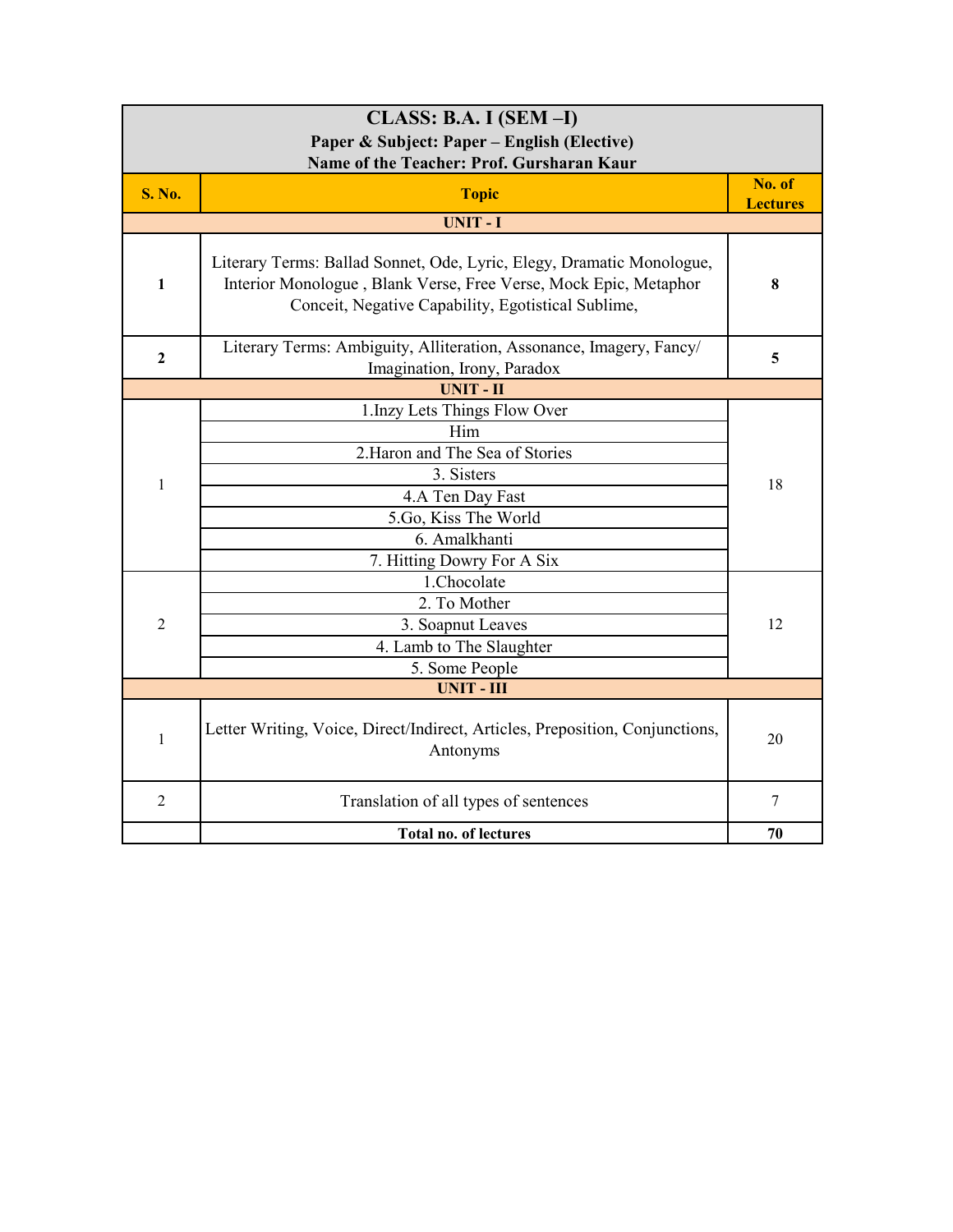| CLASS: B.A. I (SEM –I)<br>Paper & Subject: Paper – English (Elective)<br>Name of the Teacher: Prof. Gursharan Kaur | | |
|---|---|---|
| **S. No.** | **Topic** | **No. of Lectures** |
| | **UNIT - I** | |
| **1** | Literary Terms: Ballad Sonnet, Ode, Lyric, Elegy, Dramatic Monologue, Interior Monologue , Blank Verse, Free Verse, Mock Epic, Metaphor Conceit, Negative Capability, Egotistical Sublime, | **8** |
| **2** | Literary Terms: Ambiguity, Alliteration, Assonance, Imagery, Fancy/ Imagination, Irony, Paradox | **5** |
| | **UNIT - II** | |
| 1 | 1.Inzy Lets Things Flow Over<br>Him<br>2.Haron and The Sea of Stories<br>3. Sisters<br>4.A Ten Day Fast<br>5.Go, Kiss The World<br>6. Amalkhanti<br>7. Hitting Dowry For A Six | 18 |
| 2 | 1.Chocolate<br>2. To Mother<br>3. Soapnut Leaves<br>4. Lamb to The Slaughter<br>5. Some People | 12 |
| | **UNIT - III** | |
| 1 | Letter Writing, Voice, Direct/Indirect, Articles, Preposition, Conjunctions, Antonyms | 20 |
| 2 | Translation of all types of sentences | 7 |
| | **Total no. of lectures** | **70** |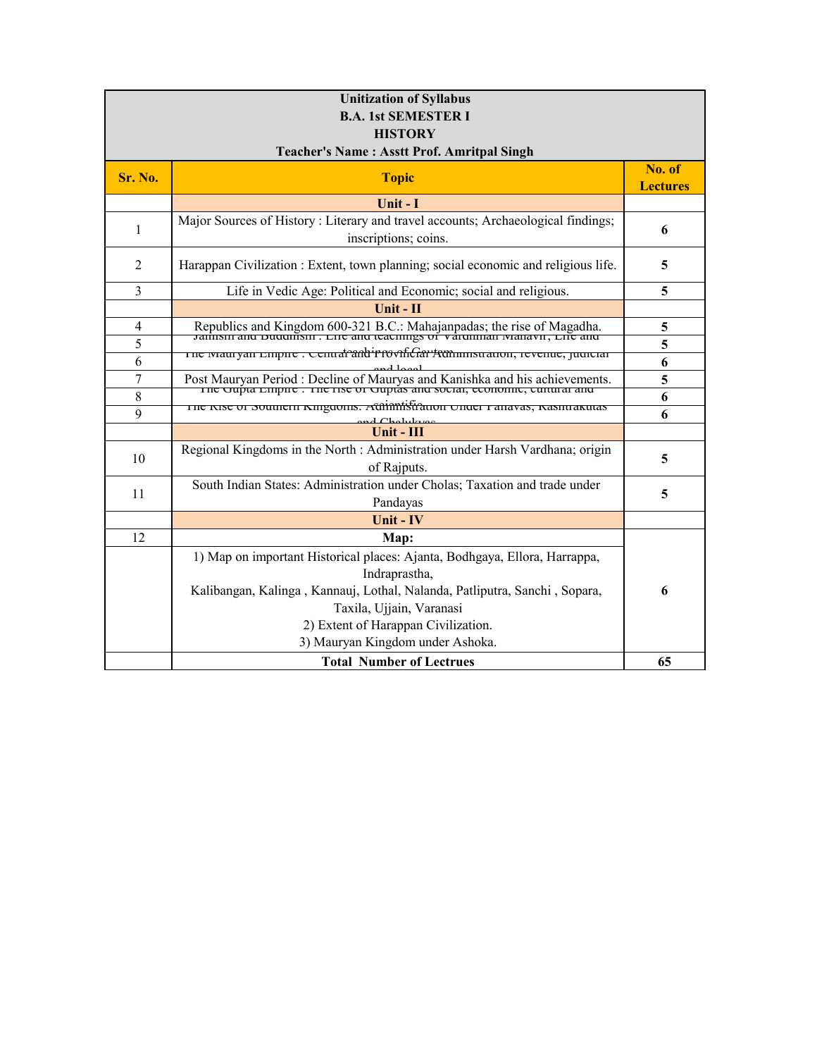| Unitization of Syllabus<br>B.A. 1st SEMESTER I<br>HISTORY<br>Teacher's Name : Asstt Prof. Amritpal Singh | | |
|---|---|---|
| **Sr. No.** | **Topic** | **No. of Lectures** |
| | **Unit - I** | |
| 1 | Major Sources of History : Literary and travel accounts; Archaeological findings; inscriptions; coins. | **6** |
| 2 | Harappan Civilization : Extent, town planning; social economic and religious life. | **5** |
| 3 | Life in Vedic Age: Political and Economic; social and religious. | **5** |
| | **Unit - II** | |
| 4 | Republics and Kingdom 600-321 B.C.: Mahajanpadas; the rise of Magadha. | **5** |
| 5 | Jainism and Buddhism : Life and teachings of Vardhman Mahavir; Life and teachings of Gautam | **5** |
| 6 | The Mauryan Empire : Central and Provincial Administration, revenue, judicial and local | **6** |
| 7 | Post Mauryan Period : Decline of Mauryas and Kanishka and his achievements. | **5** |
| 8 | The Gupta Empire : The rise of Guptas and social, economic, cultural and scientific | **6** |
| 9 | The Rise of Southern Kingdoms: Administration Under Pallavas, Rashtrakutas and Chalukyas | **6** |
| | **Unit - III** | |
| 10 | Regional Kingdoms in the North : Administration under Harsh Vardhana; origin of Rajputs. | **5** |
| 11 | South Indian States: Administration under Cholas; Taxation and trade under Pandayas | **5** |
| | **Unit - IV** | |
| 12 | **Map:** | **6** |
| | 1) Map on important Historical places: Ajanta, Bodhgaya, Ellora, Harrappa, Indraprastha,<br>Kalibangan, Kalinga , Kannauj, Lothal, Nalanda, Patliputra, Sanchi , Sopara, Taxila, Ujjain, Varanasi<br>2) Extent of Harappan Civilization.<br>3) Mauryan Kingdom under Ashoka. | |
| | **Total Number of Lectrues** | **65** |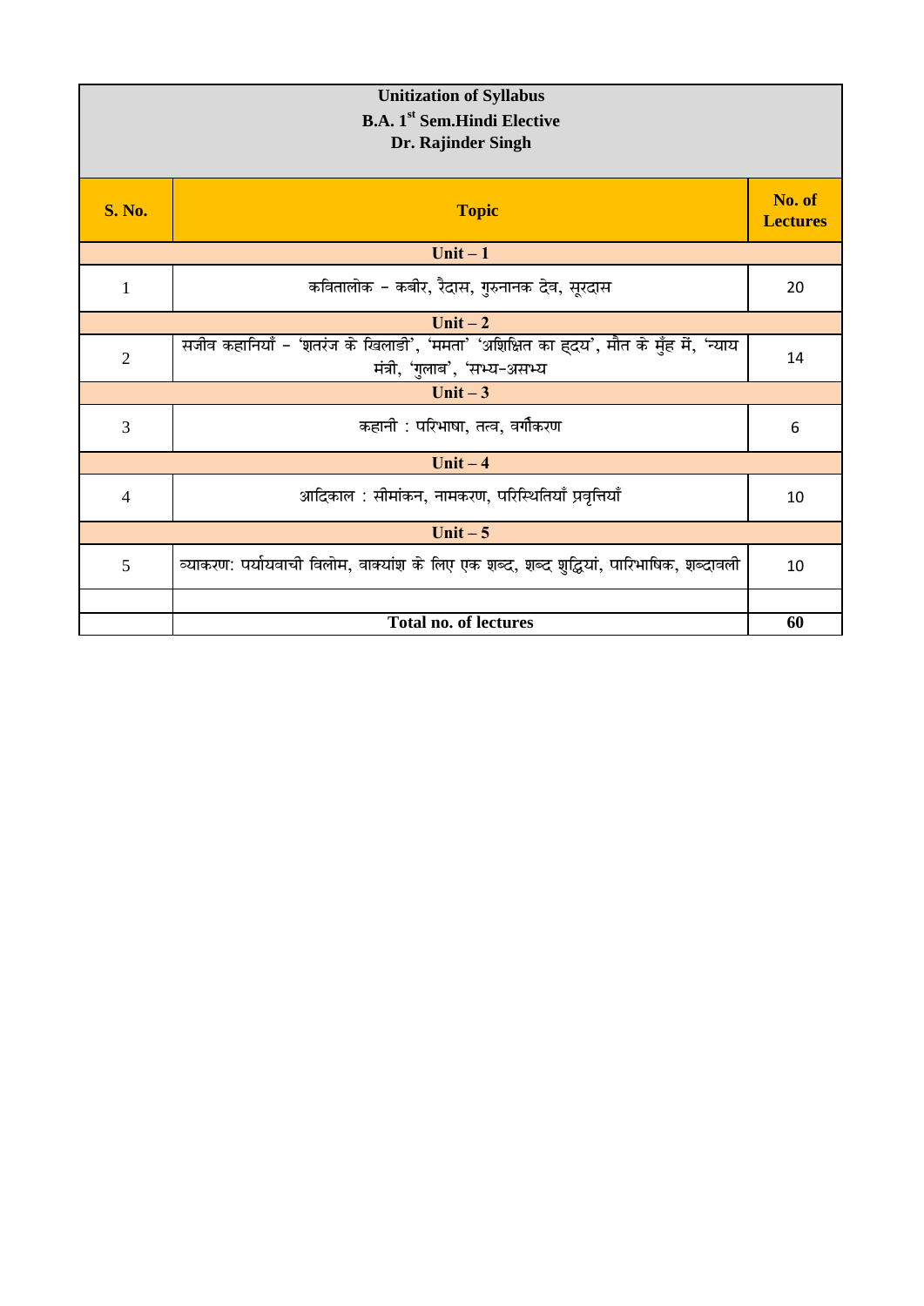**Unitization of Syllabus**
**B.A. 1st Sem.Hindi Elective**
**Dr. Rajinder Singh**

| S. No. | Topic | No. of Lectures |
|---|---|---|
| | **Unit – 1** | |
| 1 | कवितालोक – कबीर, रैदास, गुरुनानक देव, सूरदास | 20 |
| | **Unit – 2** | |
| 2 | सजीव कहानियाँ – 'शतरंज के खिलाडी', 'ममता' 'अशिक्षित का हृदय', मौत के मुँह में, 'न्याय मंत्री, 'गुलाब', 'सभ्य-असभ्य | 14 |
| | **Unit – 3** | |
| 3 | कहानी : परिभाषा, तत्व, वर्गीकरण | 6 |
| | **Unit – 4** | |
| 4 | आदिकाल : सीमांकन, नामकरण, परिस्थितियाँ प्रवृत्तियाँ | 10 |
| | **Unit – 5** | |
| 5 | व्याकरण: पर्यायवाची विलोम, वाक्यांश के लिए एक शब्द, शब्द शुद्धियां, पारिभाषिक, शब्दावली | 10 |
| | | |
| | **Total no. of lectures** | **60** |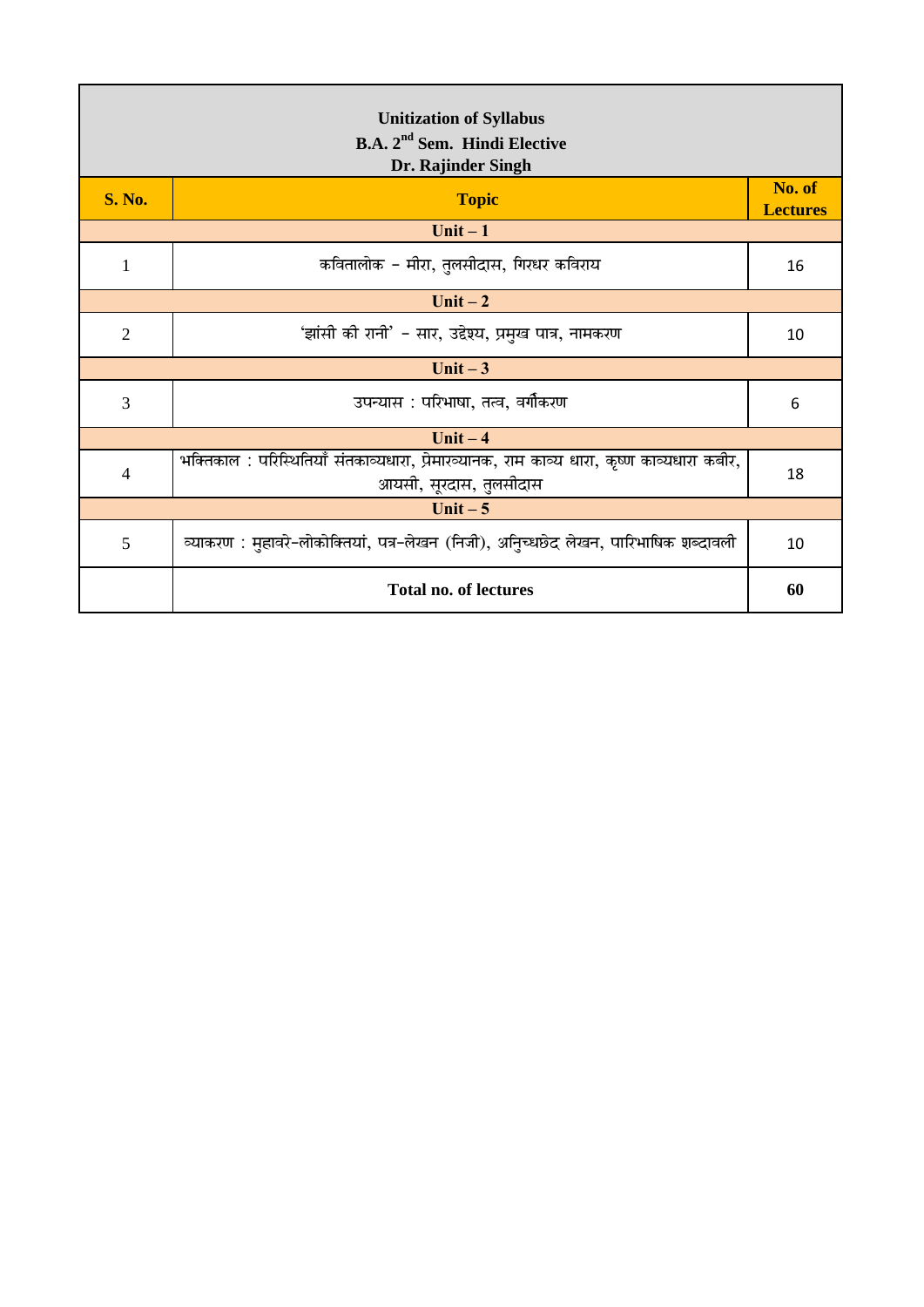**Unitization of Syllabus**
**B.A. 2nd Sem. Hindi Elective**
**Dr. Rajinder Singh**

| S. No. | Topic | No. of Lectures |
|---|---|---|
| | **Unit – 1** | |
| 1 | कवितालोक – मीरा, तुलसीदास, गिरधर कविराय | 16 |
| | **Unit – 2** | |
| 2 | 'झांसी की रानी' – सार, उद्देश्य, प्रमुख पात्र, नामकरण | 10 |
| | **Unit – 3** | |
| 3 | उपन्यास : परिभाषा, तत्व, वर्गीकरण | 6 |
| | **Unit – 4** | |
| 4 | भक्तिकाल : परिस्थितियाँ संतकाव्यधारा, प्रेमारव्यानक, राम काव्य धारा, कृष्ण काव्यधारा कबीर, आयसी, सूरदास, तुलसीदास | 18 |
| | **Unit – 5** | |
| 5 | व्याकरण : मुहावरे-लोकोक्तियां, पत्र-लेखन (निजी), अनुिच्धछेद लेखन, पारिभाषिक शब्दावली | 10 |
| | **Total no. of lectures** | **60** |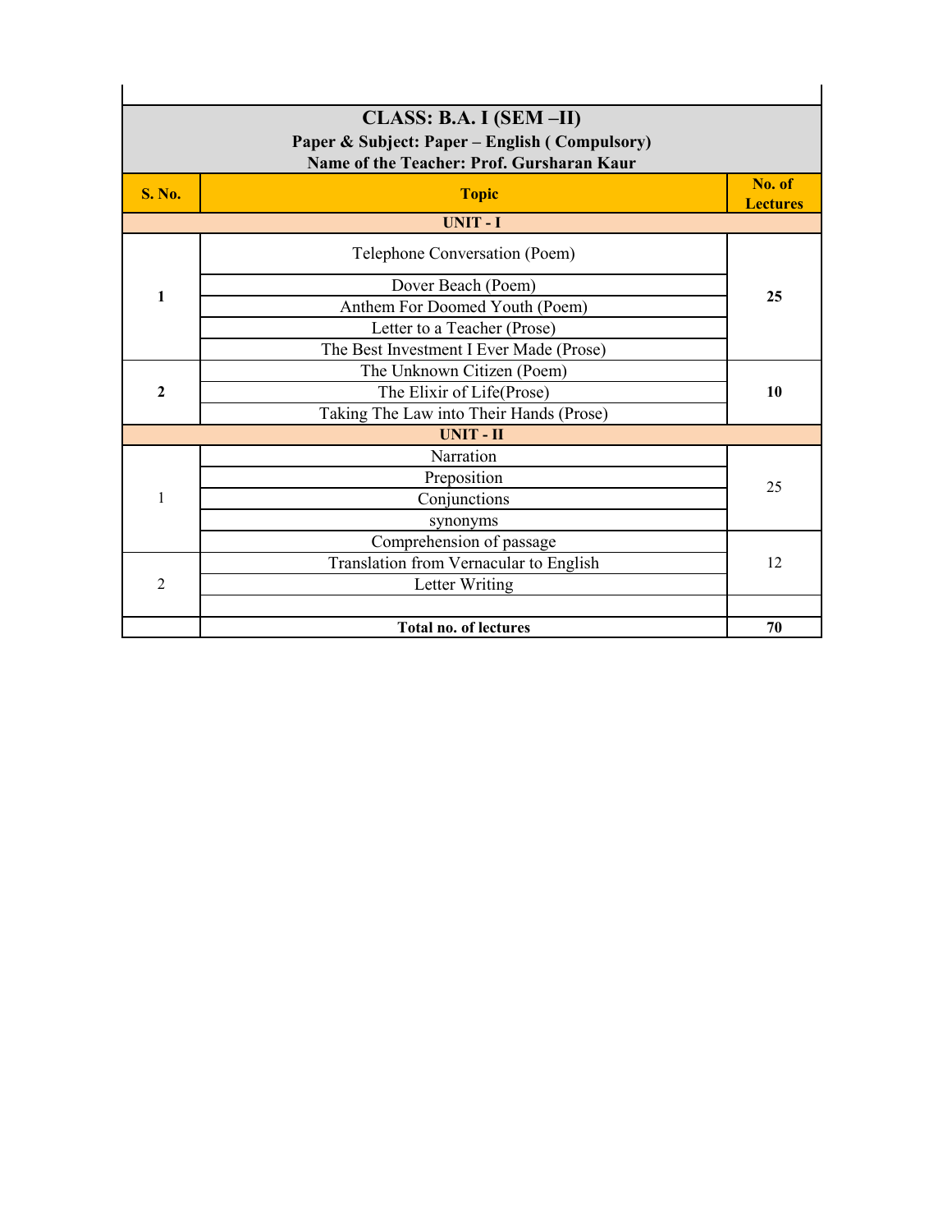**CLASS: B.A. I (SEM –II)**

**Paper & Subject: Paper – English ( Compulsory)**

**Name of the Teacher: Prof. Gursharan Kaur**

| S. No. | Topic | No. of Lectures |
|---|---|---|
| **UNIT - I** | | |
| **1** | Telephone Conversation (Poem) | **25** |
| | Dover Beach (Poem) | |
| | Anthem For Doomed Youth (Poem) | |
| | Letter to a Teacher (Prose) | |
| | The Best Investment I Ever Made (Prose) | |
| **2** | The Unknown Citizen (Poem) | **10** |
| | The Elixir of Life(Prose) | |
| | Taking The Law into Their Hands (Prose) | |
| **UNIT - II** | | |
| 1 | Narration | 25 |
| | Preposition | |
| | Conjunctions | |
| | synonyms | |
| | Comprehension of passage | 12 |
| 2 | Translation from Vernacular to English | |
| | Letter Writing | |
| | | |
| | **Total no. of lectures** | **70** |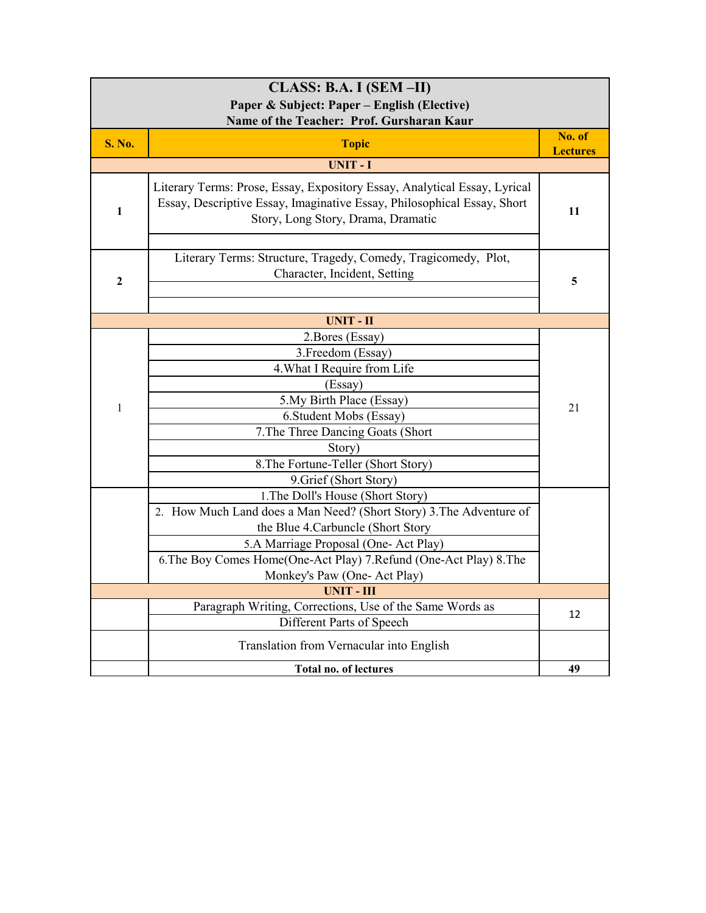**CLASS: B.A. I (SEM –II)**

**Paper & Subject: Paper – English (Elective)**

**Name of the Teacher: Prof. Gursharan Kaur**

| S. No. | Topic | No. of Lectures |
|---|---|---|
| **UNIT - I** | | |
| 1 | Literary Terms: Prose, Essay, Expository Essay, Analytical Essay, Lyrical Essay, Descriptive Essay, Imaginative Essay, Philosophical Essay, Short Story, Long Story, Drama, Dramatic | 11 |
| 2 | Literary Terms: Structure, Tragedy, Comedy, Tragicomedy, Plot, Character, Incident, Setting | 5 |
| **UNIT - II** | | |
| 1 | 2.Bores (Essay)<br>3.Freedom (Essay)<br>4.What I Require from Life (Essay)<br>5.My Birth Place (Essay)<br>6.Student Mobs (Essay)<br>7.The Three Dancing Goats (Short Story)<br>8.The Fortune-Teller (Short Story)<br>9.Grief (Short Story) | 21 |
| | 1.The Doll's House (Short Story)<br>2. How Much Land does a Man Need? (Short Story) 3.The Adventure of the Blue 4.Carbuncle (Short Story<br>5.A Marriage Proposal (One- Act Play)<br>6.The Boy Comes Home(One-Act Play) 7.Refund (One-Act Play) 8.The Monkey's Paw (One- Act Play) | |
| **UNIT - III** | | |
| | Paragraph Writing, Corrections, Use of the Same Words as Different Parts of Speech | 12 |
| | Translation from Vernacular into English | |
| | **Total no. of lectures** | **49** |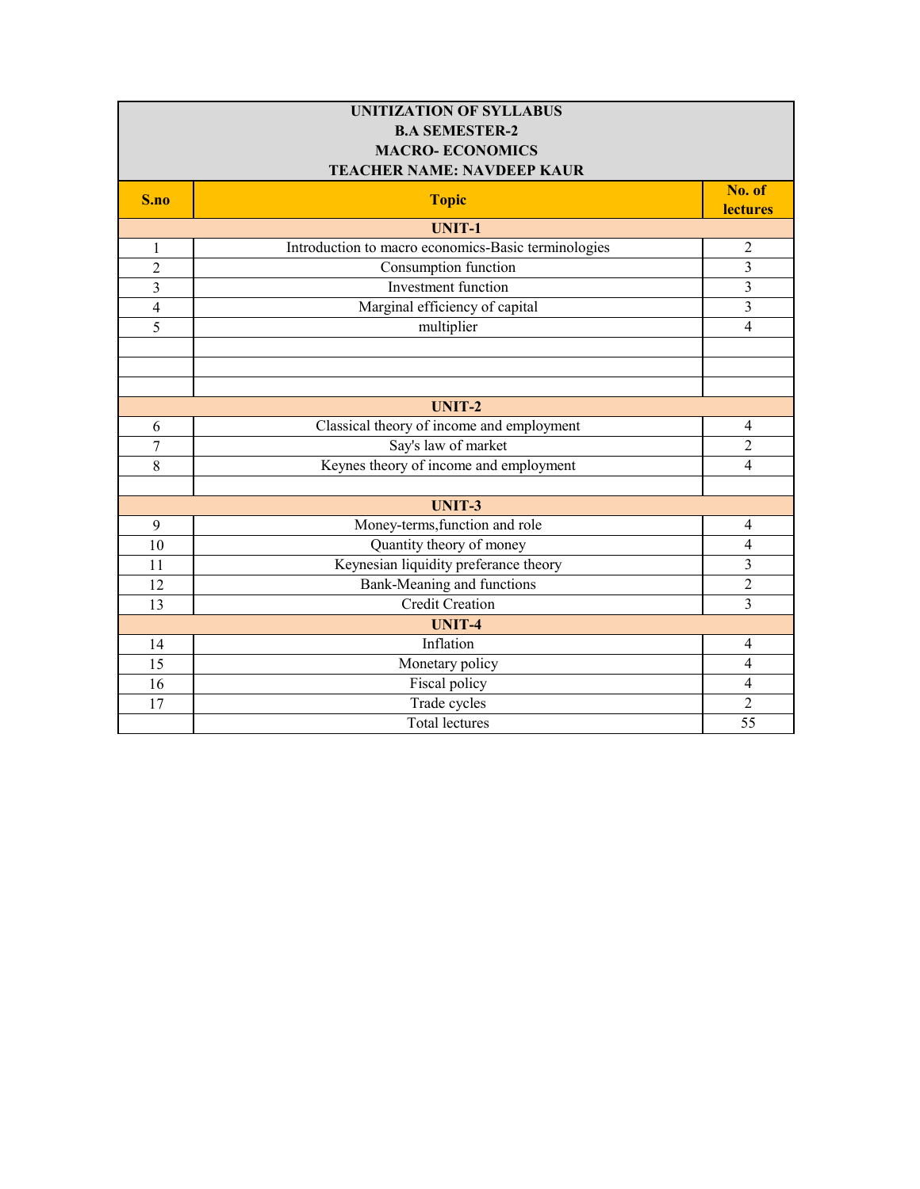| UNITIZATION OF SYLLABUS<br>B.A SEMESTER-2<br>MACRO- ECONOMICS<br>TEACHER NAME: NAVDEEP KAUR | | |
|---|---|---|
| **S.no** | **Topic** | **No. of lectures** |
| | **UNIT-1** | |
| 1 | Introduction to macro economics-Basic terminologies | 2 |
| 2 | Consumption function | 3 |
| 3 | Investment function | 3 |
| 4 | Marginal efficiency of capital | 3 |
| 5 | multiplier | 4 |
| | | |
| | | |
| | | |
| | **UNIT-2** | |
| 6 | Classical theory of income and employment | 4 |
| 7 | Say's law of market | 2 |
| 8 | Keynes theory of income and employment | 4 |
| | | |
| | **UNIT-3** | |
| 9 | Money-terms,function and role | 4 |
| 10 | Quantity theory of money | 4 |
| 11 | Keynesian liquidity preferance theory | 3 |
| 12 | Bank-Meaning and functions | 2 |
| 13 | Credit Creation | 3 |
| | **UNIT-4** | |
| 14 | Inflation | 4 |
| 15 | Monetary policy | 4 |
| 16 | Fiscal policy | 4 |
| 17 | Trade cycles | 2 |
| | Total lectures | 55 |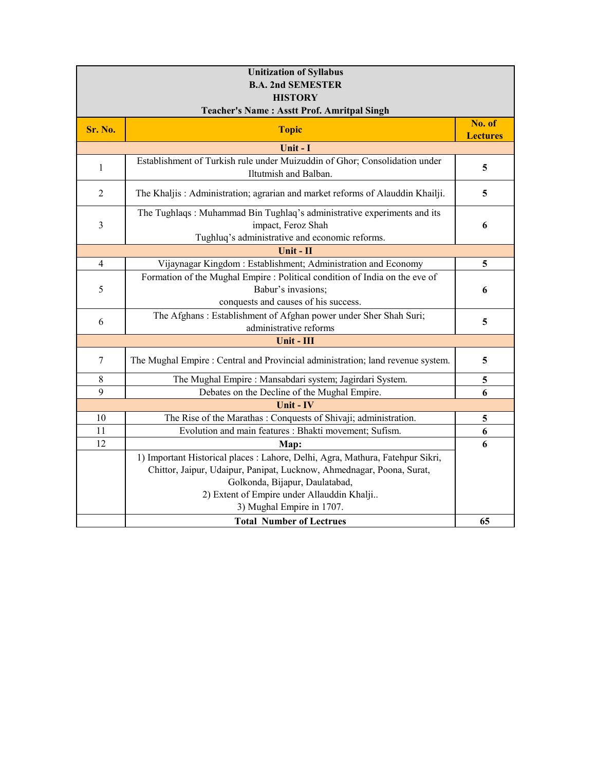| Unitization of Syllabus<br>B.A. 2nd SEMESTER<br>HISTORY<br>Teacher's Name : Asstt Prof. Amritpal Singh | | |
|---|---|---|
| **Sr. No.** | **Topic** | **No. of Lectures** |
| | **Unit - I** | |
| 1 | Establishment of Turkish rule under Muizuddin of Ghor; Consolidation under Iltutmish and Balban. | **5** |
| 2 | The Khaljis : Administration; agrarian and market reforms of Alauddin Khailji. | **5** |
| 3 | The Tughlaqs : Muhammad Bin Tughlaq's administrative experiments and its impact, Feroz Shah Tughluq's administrative and economic reforms. | **6** |
| | **Unit - II** | |
| 4 | Vijaynagar Kingdom : Establishment; Administration and Economy | **5** |
| 5 | Formation of the Mughal Empire : Political condition of India on the eve of Babur's invasions; conquests and causes of his success. | **6** |
| 6 | The Afghans : Establishment of Afghan power under Sher Shah Suri; administrative reforms | **5** |
| | **Unit - III** | |
| 7 | The Mughal Empire : Central and Provincial administration; land revenue system. | **5** |
| 8 | The Mughal Empire : Mansabdari system; Jagirdari System. | **5** |
| 9 | Debates on the Decline of the Mughal Empire. | **6** |
| | **Unit - IV** | |
| 10 | The Rise of the Marathas : Conquests of Shivaji; administration. | **5** |
| 11 | Evolution and main features : Bhakti movement; Sufism. | **6** |
| 12 | **Map:** | **6** |
| | 1) Important Historical places : Lahore, Delhi, Agra, Mathura, Fatehpur Sikri, Chittor, Jaipur, Udaipur, Panipat, Lucknow, Ahmednagar, Poona, Surat, Golkonda, Bijapur, Daulatabad,<br>2) Extent of Empire under Allauddin Khalji..<br>3) Mughal Empire in 1707. | |
| | **Total Number of Lectrues** | **65** |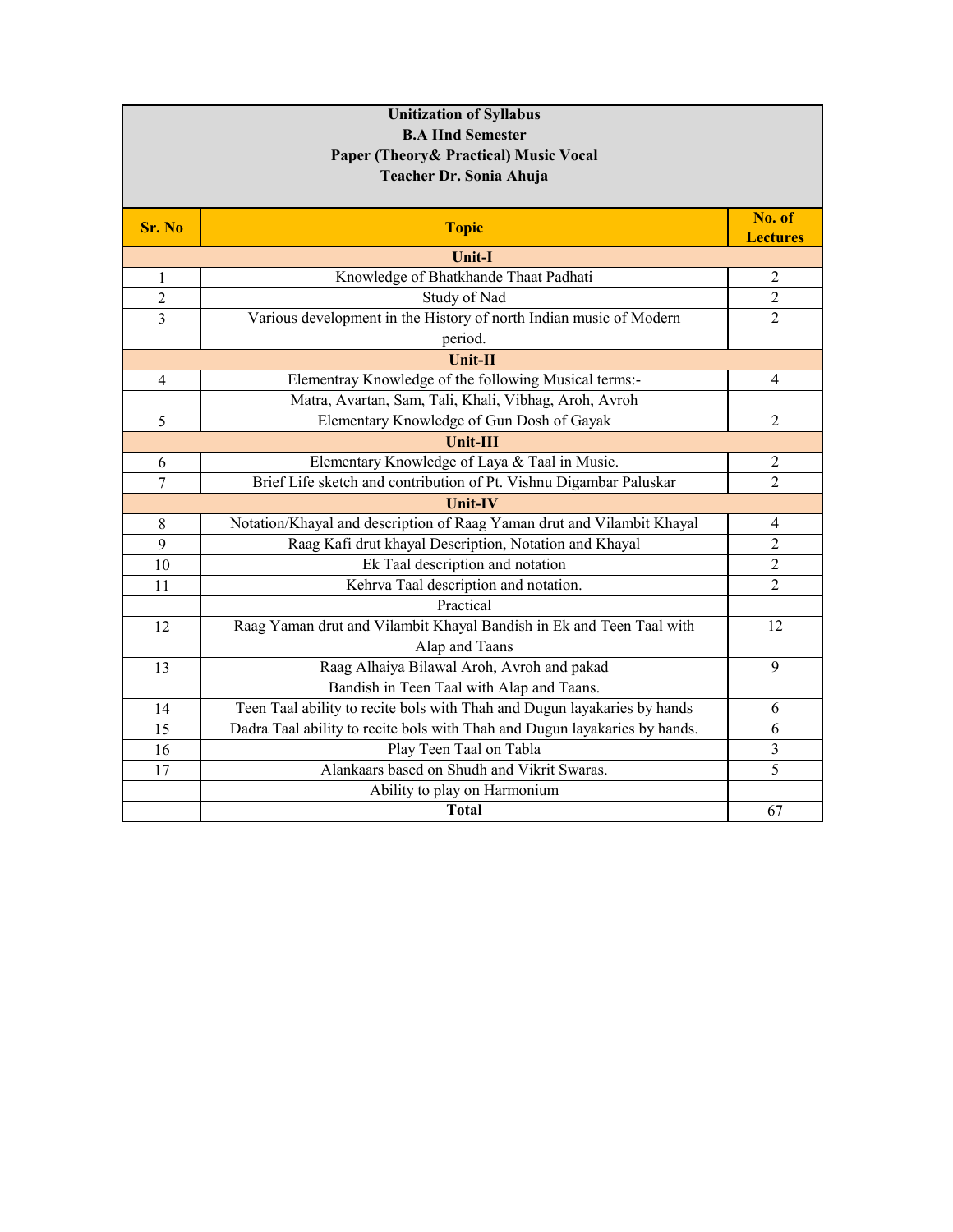**Unitization of Syllabus**
**B.A IInd Semester**
**Paper (Theory& Practical) Music Vocal**
**Teacher Dr. Sonia Ahuja**

| Sr. No | Topic | No. of Lectures |
|---|---|---|
| | **Unit-I** | |
| 1 | Knowledge of Bhatkhande Thaat Padhati | 2 |
| 2 | Study of Nad | 2 |
| 3 | Various development in the History of north Indian music of Modern | 2 |
| | period. | |
| | **Unit-II** | |
| 4 | Elementray Knowledge of the following Musical terms:- | 4 |
| | Matra, Avartan, Sam, Tali, Khali, Vibhag, Aroh, Avroh | |
| 5 | Elementary Knowledge of Gun Dosh of Gayak | 2 |
| | **Unit-III** | |
| 6 | Elementary Knowledge of Laya & Taal in Music. | 2 |
| 7 | Brief Life sketch and contribution of Pt. Vishnu Digambar Paluskar | 2 |
| | **Unit-IV** | |
| 8 | Notation/Khayal and description of Raag Yaman drut and Vilambit Khayal | 4 |
| 9 | Raag Kafi drut khayal Description, Notation and Khayal | 2 |
| 10 | Ek Taal description and notation | 2 |
| 11 | Kehrva Taal description and notation. | 2 |
| | Practical | |
| 12 | Raag Yaman drut and Vilambit Khayal Bandish in Ek and Teen Taal with | 12 |
| | Alap and Taans | |
| 13 | Raag Alhaiya Bilawal Aroh, Avroh and pakad | 9 |
| | Bandish in Teen Taal with Alap and Taans. | |
| 14 | Teen Taal ability to recite bols with Thah and Dugun layakaries by hands | 6 |
| 15 | Dadra Taal ability to recite bols with Thah and Dugun layakaries by hands. | 6 |
| 16 | Play Teen Taal on Tabla | 3 |
| 17 | Alankaars based on Shudh and Vikrit Swaras. | 5 |
| | Ability to play on Harmonium | |
| | **Total** | 67 |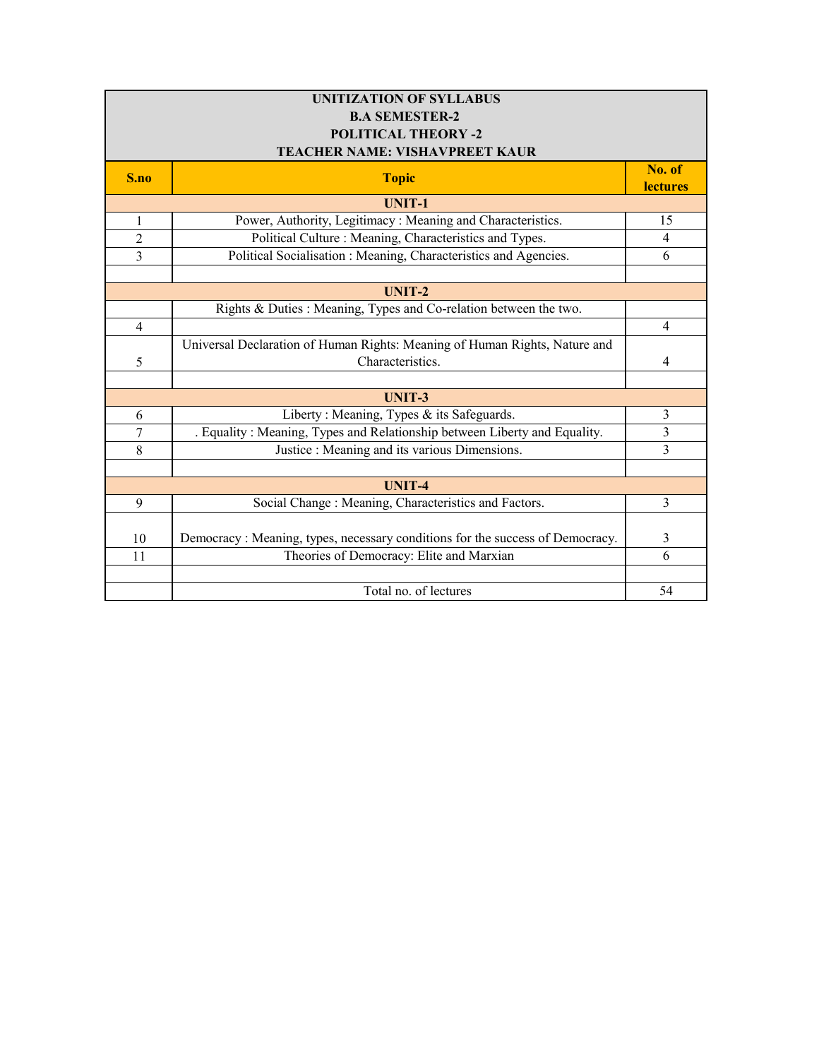| UNITIZATION OF SYLLABUS<br>B.A SEMESTER-2<br>POLITICAL THEORY -2<br>TEACHER NAME: VISHAVPREET KAUR | | |
|---|---|---|
| **S.no** | **Topic** | **No. of lectures** |
| | **UNIT-1** | |
| 1 | Power, Authority, Legitimacy : Meaning and Characteristics. | 15 |
| 2 | Political Culture : Meaning, Characteristics and Types. | 4 |
| 3 | Political Socialisation : Meaning, Characteristics and Agencies. | 6 |
| | | |
| | **UNIT-2** | |
| | Rights & Duties : Meaning, Types and Co-relation between the two. | |
| 4 | | 4 |
| 5 | Universal Declaration of Human Rights: Meaning of Human Rights, Nature and Characteristics. | 4 |
| | | |
| | **UNIT-3** | |
| 6 | Liberty : Meaning, Types & its Safeguards. | 3 |
| 7 | . Equality : Meaning, Types and Relationship between Liberty and Equality. | 3 |
| 8 | Justice : Meaning and its various Dimensions. | 3 |
| | | |
| | **UNIT-4** | |
| 9 | Social Change : Meaning, Characteristics and Factors. | 3 |
| 10 | Democracy : Meaning, types, necessary conditions for the success of Democracy. | 3 |
| 11 | Theories of Democracy: Elite and Marxian | 6 |
| | | |
| | Total no. of lectures | 54 |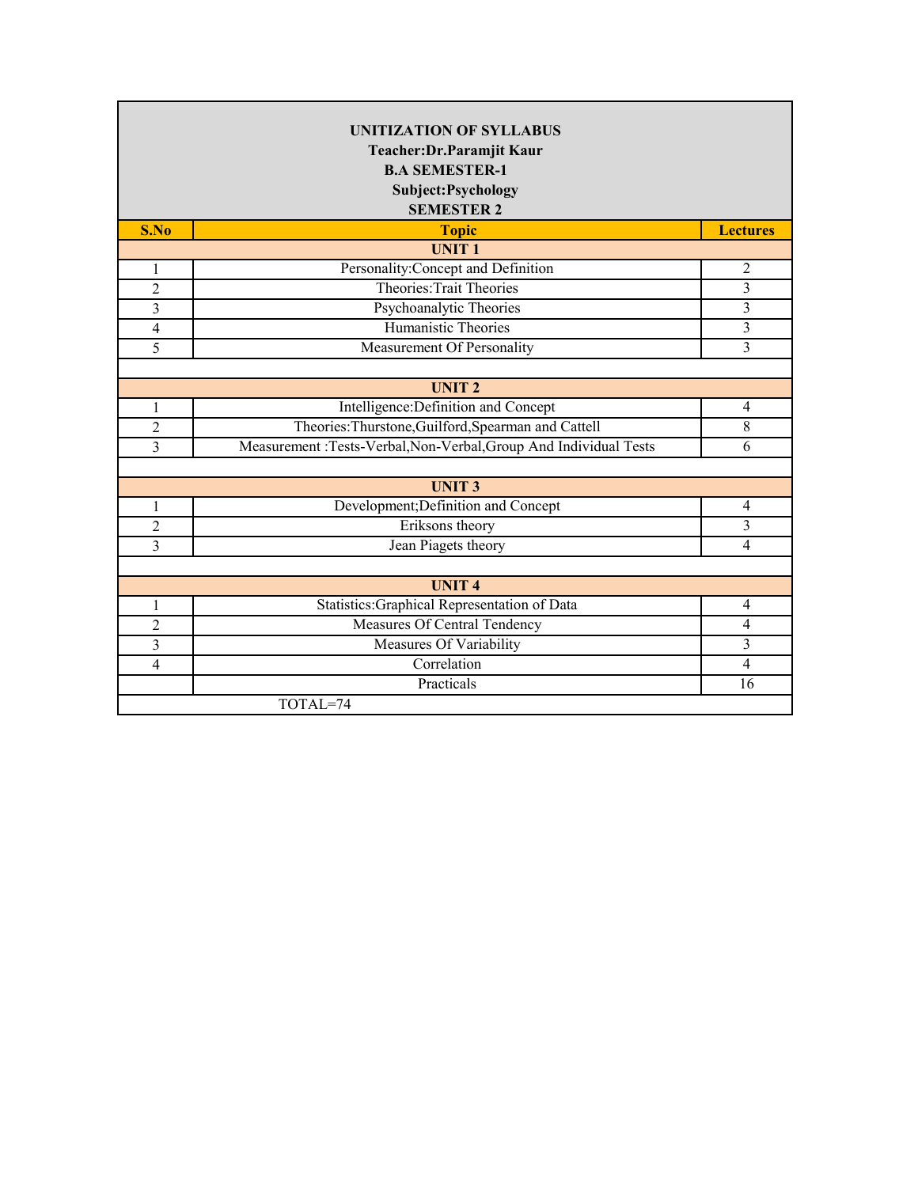**UNITIZATION OF SYLLABUS**
**Teacher:Dr.Paramjit Kaur**
**B.A SEMESTER-1**
**Subject:Psychology**
**SEMESTER 2**

| S.No | Topic | Lectures |
|---|---|---|
| | **UNIT 1** | |
| 1 | Personality:Concept and Definition | 2 |
| 2 | Theories:Trait Theories | 3 |
| 3 | Psychoanalytic Theories | 3 |
| 4 | Humanistic Theories | 3 |
| 5 | Measurement Of Personality | 3 |
| | | |
| | **UNIT 2** | |
| 1 | Intelligence:Definition and Concept | 4 |
| 2 | Theories:Thurstone,Guilford,Spearman and Cattell | 8 |
| 3 | Measurement :Tests-Verbal,Non-Verbal,Group And Individual Tests | 6 |
| | | |
| | **UNIT 3** | |
| 1 | Development;Definition and Concept | 4 |
| 2 | Eriksons theory | 3 |
| 3 | Jean Piagets theory | 4 |
| | | |
| | **UNIT 4** | |
| 1 | Statistics:Graphical Representation of Data | 4 |
| 2 | Measures Of Central Tendency | 4 |
| 3 | Measures Of Variability | 3 |
| 4 | Correlation | 4 |
| | Practicals | 16 |
| TOTAL=74 | | |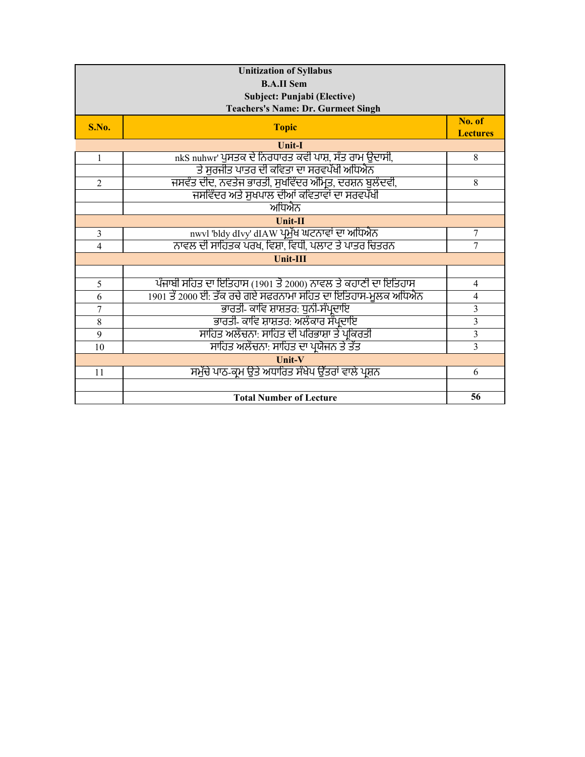| | | |
|---|---|---|
| **Unitization of Syllabus**<br>**B.A.II Sem**<br>**Subject: Punjabi (Elective)**<br>**Teachers's Name: Dr. Gurmeet Singh** | | |
| **S.No.** | **Topic** | **No. of Lectures** |
| | **Unit-I** | |
| 1 | nkS nuhwr' ਪੁਸਤਕ ਦੇ ਨਿਰਧਾਰਤ ਕਵੀ ਪਾਸ਼, ਸੰਤ ਰਾਮ ਉਦਾਸੀ, | 8 |
| | ਤੇ ਸੁਰਜੀਤ ਪਾਤਰ ਦੀ ਕਵਿਤਾ ਦਾ ਸਰਵਪੱਖੀ ਅਧਿਐਨ | |
| 2 | ਜਸਵੰਤ ਦੀਦ, ਨਵਤੇਜ ਭਾਰਤੀ, ਸੁਖਵਿੰਦਰ ਅੰਮ੍ਰਿਤ, ਦਰਸ਼ਨ ਬੁਲੰਦਵੀ, | 8 |
| | ਜਸਵਿੰਦਰ ਅਤੇ ਸੁਖਪਾਲ ਦੀਆਂ ਕਵਿਤਾਵਾਂ ਦਾ ਸਰਵਪੱਖੀ | |
| | ਅਧਿਐਨ | |
| | **Unit-II** | |
| 3 | nwvl 'bldy dIvy' dIAW ਪ੍ਰਮੁੱਖ ਘਟਨਾਵਾਂ ਦਾ ਅਧਿਐਨ | 7 |
| 4 | ਨਾਵਲ ਦੀ ਸਾਹਿਤਕ ਪਰਖ, ਵਿਸ਼ਾ, ਵਿਧੀ, ਪਲਾਟ ਤੇ ਪਾਤਰ ਚਿਤਰਨ | 7 |
| | **Unit-III** | |
| | | |
| 5 | ਪੰਜਾਬੀ ਸਹਿਤ ਦਾ ਇਤਿਹਾਸ (1901 ਤੋ 2000) ਨਾਵਲ ਤੇ ਕਹਾਣੀ ਦਾ ਇਤਿਹਾਸ | 4 |
| 6 | 1901 ਤੋਂ 2000 ਈ: ਤੱਕ ਰਚੇ ਗਏ ਸਫਰਨਾਮਾ ਸਹਿਤ ਦਾ ਇਤਿਹਾਸ-ਮੂਲਕ ਅਧਿਐਨ | 4 |
| 7 | ਭਾਰਤੀ- ਕਾਵਿ ਸ਼ਾਸ਼ਤਰ: ਧੁਨੀ-ਸੰਪ੍ਰਦਾਇ | 3 |
| 8 | ਭਾਰਤੀ- ਕਾਵਿ ਸ਼ਾਸ਼ਤਰ: ਅਲੰਕਾਰ ਸੰਪ੍ਰਦਾਇ | 3 |
| 9 | ਸਾਹਿਤ ਅਲੋਚਨਾ: ਸਾਹਿਤ ਦੀ ਪਰਿਭਾਸ਼ਾ ਤੇ ਪ੍ਰਕਿਰਤੀ | 3 |
| 10 | ਸਾਹਿਤ ਅਲੋਚਨਾ: ਸਾਹਿਤ ਦਾ ਪ੍ਰਯੋਜਨ ਤੇ ਤੱਤ | 3 |
| | **Unit-V** | |
| 11 | ਸਮੁੱਚੇ ਪਾਠ-ਕ੍ਰਮ ਉਤੇ ਅਧਾਰਿਤ ਸੰਖੇਪ ਉੱਤਰਾਂ ਵਾਲੇ ਪ੍ਰਸ਼ਨ | 6 |
| | | |
| | **Total Number of Lecture** | **56** |